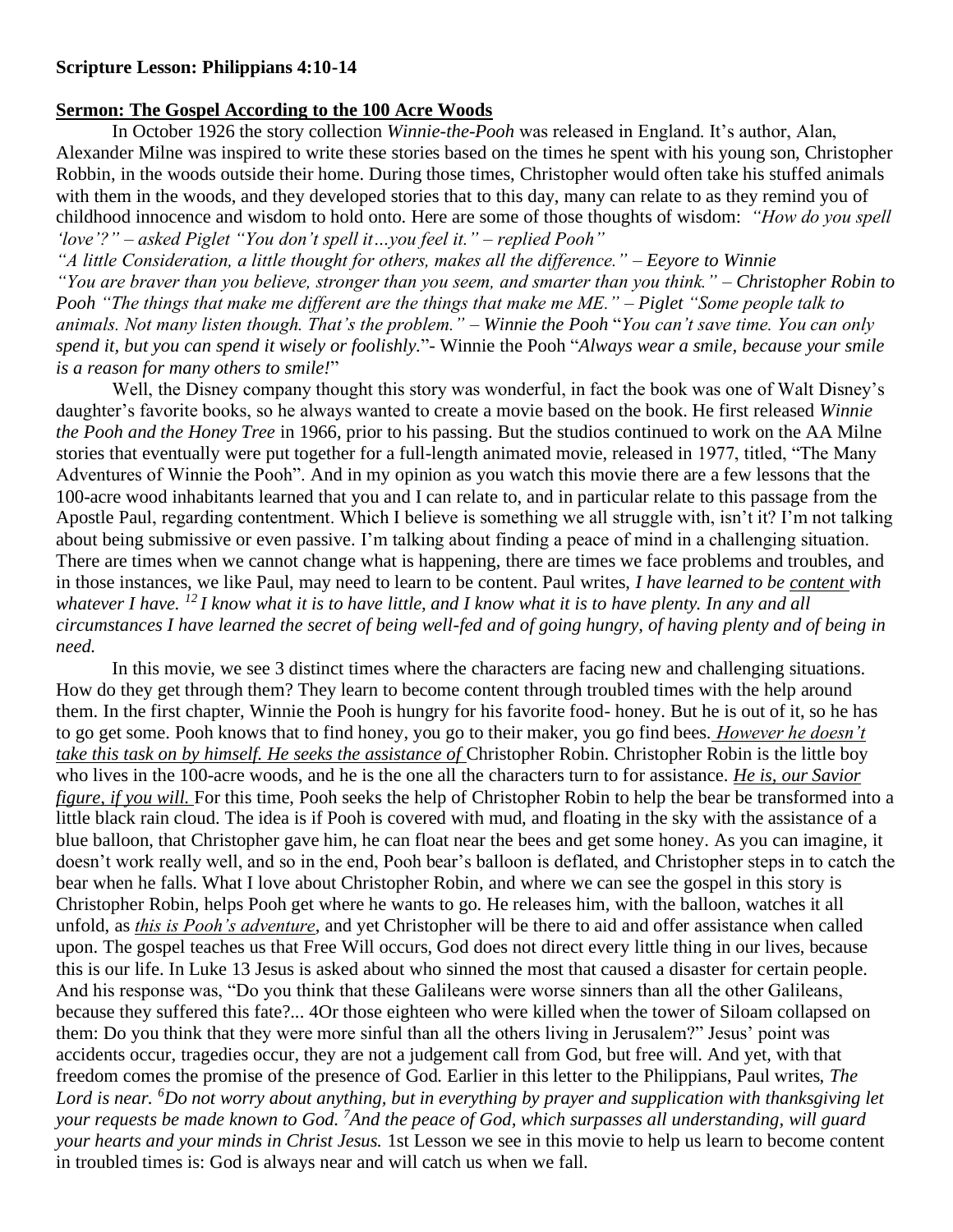**Scripture Lesson: Philippians 4:10-14**

**Sermon: The Gospel According to the 100 Acre Woods**

In October 1926 the story collection *Winnie-the-Pooh* was released in England. It's author, Alan, Alexander Milne was inspired to write these stories based on the times he spent with his young son, Christopher Robbin, in the woods outside their home. During those times, Christopher would often take his stuffed animals with them in the woods, and they developed stories that to this day, many can relate to as they remind you of childhood innocence and wisdom to hold onto. Here are some of those thoughts of wisdom: *"How do you spell 'love'?" – asked Piglet "You don't spell it…you feel it." – replied Pooh"*
*"A little Consideration, a little thought for others, makes all the difference." – Eeyore to Winnie "You are braver than you believe, stronger than you seem, and smarter than you think." – Christopher Robin to Pooh "The things that make me different are the things that make me ME." – Piglet "Some people talk to animals. Not many listen though. That's the problem." – Winnie the Pooh* "*You can't save time. You can only spend it, but you can spend it wisely or foolishly.*"- Winnie the Pooh "*Always wear a smile, because your smile is a reason for many others to smile!*"

Well, the Disney company thought this story was wonderful, in fact the book was one of Walt Disney's daughter's favorite books, so he always wanted to create a movie based on the book. He first released *Winnie the Pooh and the Honey Tree* in 1966, prior to his passing. But the studios continued to work on the AA Milne stories that eventually were put together for a full-length animated movie, released in 1977, titled, "The Many Adventures of Winnie the Pooh". And in my opinion as you watch this movie there are a few lessons that the 100-acre wood inhabitants learned that you and I can relate to, and in particular relate to this passage from the Apostle Paul, regarding contentment. Which I believe is something we all struggle with, isn't it? I'm not talking about being submissive or even passive. I'm talking about finding a peace of mind in a challenging situation. There are times when we cannot change what is happening, there are times we face problems and troubles, and in those instances, we like Paul, may need to learn to be content. Paul writes, *I have learned to be <u>content</u> with whatever I have. [12] I know what it is to have little, and I know what it is to have plenty. In any and all circumstances I have learned the secret of being well-fed and of going hungry, of having plenty and of being in need.*

In this movie, we see 3 distinct times where the characters are facing new and challenging situations. How do they get through them? They learn to become content through troubled times with the help around them. In the first chapter, Winnie the Pooh is hungry for his favorite food- honey. But he is out of it, so he has to go get some. Pooh knows that to find honey, you go to their maker, you go find bees. ***<u>However he doesn't take this task on by himself. He seeks the assistance of</u>*** Christopher Robin. Christopher Robin is the little boy who lives in the 100-acre woods, and he is the one all the characters turn to for assistance. ***<u>He is, our Savior figure, if you will.</u>*** For this time, Pooh seeks the help of Christopher Robin to help the bear be transformed into a little black rain cloud. The idea is if Pooh is covered with mud, and floating in the sky with the assistance of a blue balloon, that Christopher gave him, he can float near the bees and get some honey. As you can imagine, it doesn't work really well, and so in the end, Pooh bear's balloon is deflated, and Christopher steps in to catch the bear when he falls. What I love about Christopher Robin, and where we can see the gospel in this story is Christopher Robin, helps Pooh get where he wants to go. He releases him, with the balloon, watches it all unfold, as ***<u>this is Pooh's adventure</u>***, and yet Christopher will be there to aid and offer assistance when called upon. The gospel teaches us that Free Will occurs, God does not direct every little thing in our lives, because this is our life. In Luke 13 Jesus is asked about who sinned the most that caused a disaster for certain people. And his response was, "Do you think that these Galileans were worse sinners than all the other Galileans, because they suffered this fate?... 4Or those eighteen who were killed when the tower of Siloam collapsed on them: Do you think that they were more sinful than all the others living in Jerusalem?" Jesus' point was accidents occur, tragedies occur, they are not a judgement call from God, but free will. And yet, with that freedom comes the promise of the presence of God. Earlier in this letter to the Philippians, Paul writes, *The Lord is near. [6]Do not worry about anything, but in everything by prayer and supplication with thanksgiving let your requests be made known to God. [7]And the peace of God, which surpasses all understanding, will guard your hearts and your minds in Christ Jesus.* 1st Lesson we see in this movie to help us learn to become content in troubled times is: God is always near and will catch us when we fall.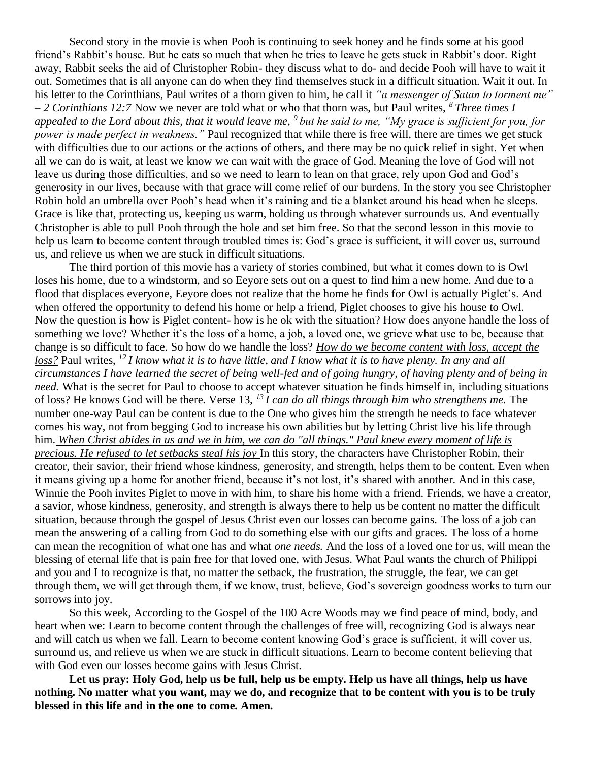Second story in the movie is when Pooh is continuing to seek honey and he finds some at his good friend's Rabbit's house. But he eats so much that when he tries to leave he gets stuck in Rabbit's door. Right away, Rabbit seeks the aid of Christopher Robin- they discuss what to do- and decide Pooh will have to wait it out. Sometimes that is all anyone can do when they find themselves stuck in a difficult situation. Wait it out. In his letter to the Corinthians, Paul writes of a thorn given to him, he call it *"a messenger of Satan to torment me" – 2 Corinthians 12:7* Now we never are told what or who that thorn was, but Paul writes, *[8] Three times I appealed to the Lord about this, that it would leave me, [9] but he said to me, "My grace is sufficient for you, for power is made perfect in weakness."* Paul recognized that while there is free will, there are times we get stuck with difficulties due to our actions or the actions of others, and there may be no quick relief in sight. Yet when all we can do is wait, at least we know we can wait with the grace of God. Meaning the love of God will not leave us during those difficulties, and so we need to learn to lean on that grace, rely upon God and God's generosity in our lives, because with that grace will come relief of our burdens. In the story you see Christopher Robin hold an umbrella over Pooh's head when it's raining and tie a blanket around his head when he sleeps. Grace is like that, protecting us, keeping us warm, holding us through whatever surrounds us. And eventually Christopher is able to pull Pooh through the hole and set him free. So that the second lesson in this movie to help us learn to become content through troubled times is: God's grace is sufficient, it will cover us, surround us, and relieve us when we are stuck in difficult situations.

The third portion of this movie has a variety of stories combined, but what it comes down to is Owl loses his home, due to a windstorm, and so Eeyore sets out on a quest to find him a new home. And due to a flood that displaces everyone, Eeyore does not realize that the home he finds for Owl is actually Piglet's. And when offered the opportunity to defend his home or help a friend, Piglet chooses to give his house to Owl. Now the question is how is Piglet content- how is he ok with the situation? How does anyone handle the loss of something we love? Whether it's the loss of a home, a job, a loved one, we grieve what use to be, because that change is so difficult to face. So how do we handle the loss? *How do we become content with loss, accept the loss?* Paul writes, *[12] I know what it is to have little, and I know what it is to have plenty. In any and all circumstances I have learned the secret of being well-fed and of going hungry, of having plenty and of being in need.* What is the secret for Paul to choose to accept whatever situation he finds himself in, including situations of loss? He knows God will be there. Verse 13, *[13] I can do all things through him who strengthens me.* The number one-way Paul can be content is due to the One who gives him the strength he needs to face whatever comes his way, not from begging God to increase his own abilities but by letting Christ live his life through him. *When Christ abides in us and we in him, we can do "all things." Paul knew every moment of life is precious. He refused to let setbacks steal his joy* In this story, the characters have Christopher Robin, their creator, their savior, their friend whose kindness, generosity, and strength, helps them to be content. Even when it means giving up a home for another friend, because it's not lost, it's shared with another. And in this case, Winnie the Pooh invites Piglet to move in with him, to share his home with a friend. Friends, we have a creator, a savior, whose kindness, generosity, and strength is always there to help us be content no matter the difficult situation, because through the gospel of Jesus Christ even our losses can become gains. The loss of a job can mean the answering of a calling from God to do something else with our gifts and graces. The loss of a home can mean the recognition of what one has and what *one needs.* And the loss of a loved one for us, will mean the blessing of eternal life that is pain free for that loved one, with Jesus. What Paul wants the church of Philippi and you and I to recognize is that, no matter the setback, the frustration, the struggle, the fear, we can get through them, we will get through them, if we know, trust, believe, God's sovereign goodness works to turn our sorrows into joy.

So this week, According to the Gospel of the 100 Acre Woods may we find peace of mind, body, and heart when we: Learn to become content through the challenges of free will, recognizing God is always near and will catch us when we fall. Learn to become content knowing God's grace is sufficient, it will cover us, surround us, and relieve us when we are stuck in difficult situations. Learn to become content believing that with God even our losses become gains with Jesus Christ.

**Let us pray: Holy God, help us be full, help us be empty. Help us have all things, help us have nothing. No matter what you want, may we do, and recognize that to be content with you is to be truly blessed in this life and in the one to come. Amen.**